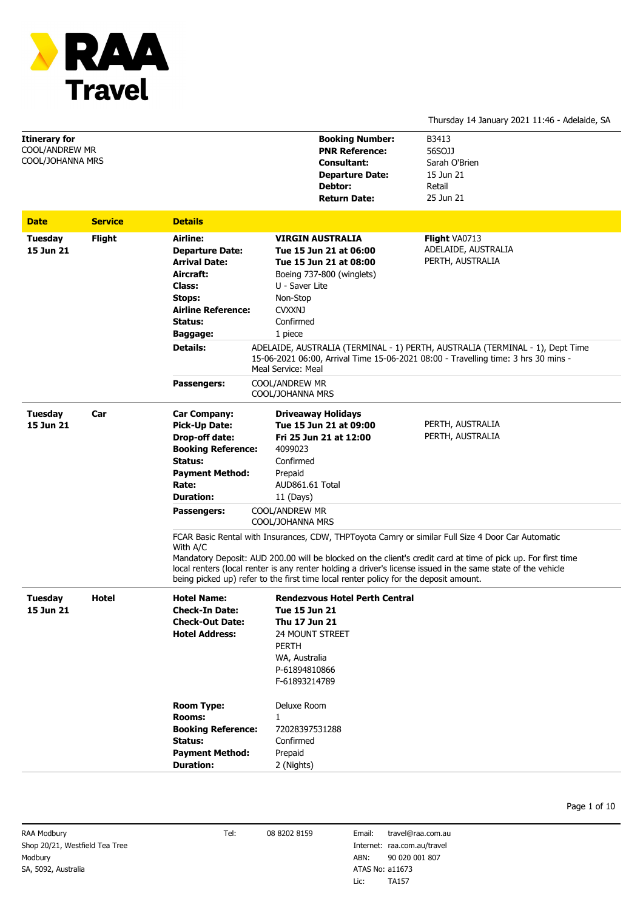# RAA Travel

Thursday 14 January 2021 11:46 - Adelaide, SA

**Itinerary for**
COOL/ANDREW MR
COOL/JOHANNA MRS

**Booking Number:** B3413
**PNR Reference:** 56SOJJ
**Consultant:** Sarah O'Brien
**Departure Date:** 15 Jun 21
**Debtor:** Retail
**Return Date:** 25 Jun 21

| Date | Service | Details |
|---|---|---|
| **Tuesday 15 Jun 21** | **Flight** | **Airline:** **VIRGIN AUSTRALIA** — **Flight** VA0713, ADELAIDE, AUSTRALIA → PERTH, AUSTRALIA<br>**Departure Date:** **Tue 15 Jun 21 at 06:00**<br>**Arrival Date:** **Tue 15 Jun 21 at 08:00**<br>**Aircraft:** Boeing 737-800 (winglets)<br>**Class:** U - Saver Lite<br>**Stops:** Non-Stop<br>**Airline Reference:** CVXXNJ<br>**Status:** Confirmed<br>**Baggage:** 1 piece<br>**Details:** ADELAIDE, AUSTRALIA (TERMINAL - 1) PERTH, AUSTRALIA (TERMINAL - 1), Dept Time 15-06-2021 06:00, Arrival Time 15-06-2021 08:00 - Travelling time: 3 hrs 30 mins - Meal Service: Meal<br>**Passengers:** COOL/ANDREW MR, COOL/JOHANNA MRS |
| **Tuesday 15 Jun 21** | **Car** | **Car Company:** **Driveaway Holidays**<br>**Pick-Up Date:** **Tue 15 Jun 21 at 09:00** — PERTH, AUSTRALIA<br>**Drop-off date:** **Fri 25 Jun 21 at 12:00** — PERTH, AUSTRALIA<br>**Booking Reference:** 4099023<br>**Status:** Confirmed<br>**Payment Method:** Prepaid<br>**Rate:** AUD861.61 Total<br>**Duration:** 11 (Days)<br>**Passengers:** COOL/ANDREW MR, COOL/JOHANNA MRS<br>FCAR Basic Rental with Insurances, CDW, THPToyota Camry or similar Full Size 4 Door Car Automatic With A/C<br>Mandatory Deposit: AUD 200.00 will be blocked on the client's credit card at time of pick up. For first time local renters (local renter is any renter holding a driver's license issued in the same state of the vehicle being picked up) refer to the first time local renter policy for the deposit amount. |
| **Tuesday 15 Jun 21** | **Hotel** | **Hotel Name:** **Rendezvous Hotel Perth Central**<br>**Check-In Date:** **Tue 15 Jun 21**<br>**Check-Out Date:** **Thu 17 Jun 21**<br>**Hotel Address:** 24 MOUNT STREET, PERTH, WA, Australia, P-61894810866, F-61893214789<br>**Room Type:** Deluxe Room<br>**Rooms:** 1<br>**Booking Reference:** 72028397531288<br>**Status:** Confirmed<br>**Payment Method:** Prepaid<br>**Duration:** 2 (Nights) |

RAA Modbury
Shop 20/21, Westfield Tea Tree
Modbury
SA, 5092, Australia

Tel: 08 8202 8159
Email: travel@raa.com.au
Internet: raa.com.au/travel
ABN: 90 020 001 807
ATAS No: a11673
Lic: TA157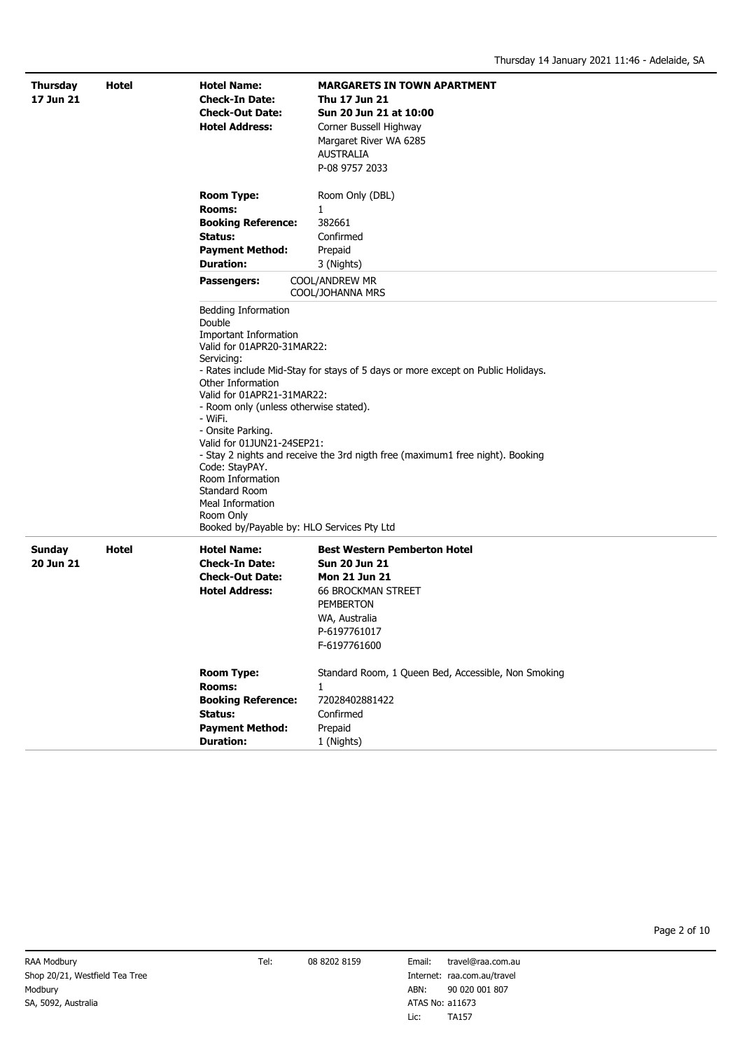**Thursday 17 Jun 21** — **Hotel**

| | |
|---|---|
| **Hotel Name:** | **MARGARETS IN TOWN APARTMENT** |
| **Check-In Date:** | **Thu 17 Jun 21** |
| **Check-Out Date:** | **Sun 20 Jun 21 at 10:00** |
| **Hotel Address:** | Corner Bussell Highway<br>Margaret River WA 6285<br>AUSTRALIA<br>P-08 9757 2033 |
| **Room Type:** | Room Only (DBL) |
| **Rooms:** | 1 |
| **Booking Reference:** | 382661 |
| **Status:** | Confirmed |
| **Payment Method:** | Prepaid |
| **Duration:** | 3 (Nights) |
| **Passengers:** | COOL/ANDREW MR<br>COOL/JOHANNA MRS |

Bedding Information
Double
Important Information
Valid for 01APR20-31MAR22:
Servicing:
- Rates include Mid-Stay for stays of 5 days or more except on Public Holidays.
Other Information
Valid for 01APR21-31MAR22:
- Room only (unless otherwise stated).
- WiFi.
- Onsite Parking.
Valid for 01JUN21-24SEP21:
- Stay 2 nights and receive the 3rd nigth free (maximum1 free night). Booking Code: StayPAY.
Room Information
Standard Room
Meal Information
Room Only
Booked by/Payable by: HLO Services Pty Ltd

**Sunday 20 Jun 21** — **Hotel**

| | |
|---|---|
| **Hotel Name:** | **Best Western Pemberton Hotel** |
| **Check-In Date:** | **Sun 20 Jun 21** |
| **Check-Out Date:** | **Mon 21 Jun 21** |
| **Hotel Address:** | 66 BROCKMAN STREET<br>PEMBERTON<br>WA, Australia<br>P-6197761017<br>F-6197761600 |
| **Room Type:** | Standard Room, 1 Queen Bed, Accessible, Non Smoking |
| **Rooms:** | 1 |
| **Booking Reference:** | 72028402881422 |
| **Status:** | Confirmed |
| **Payment Method:** | Prepaid |
| **Duration:** | 1 (Nights) |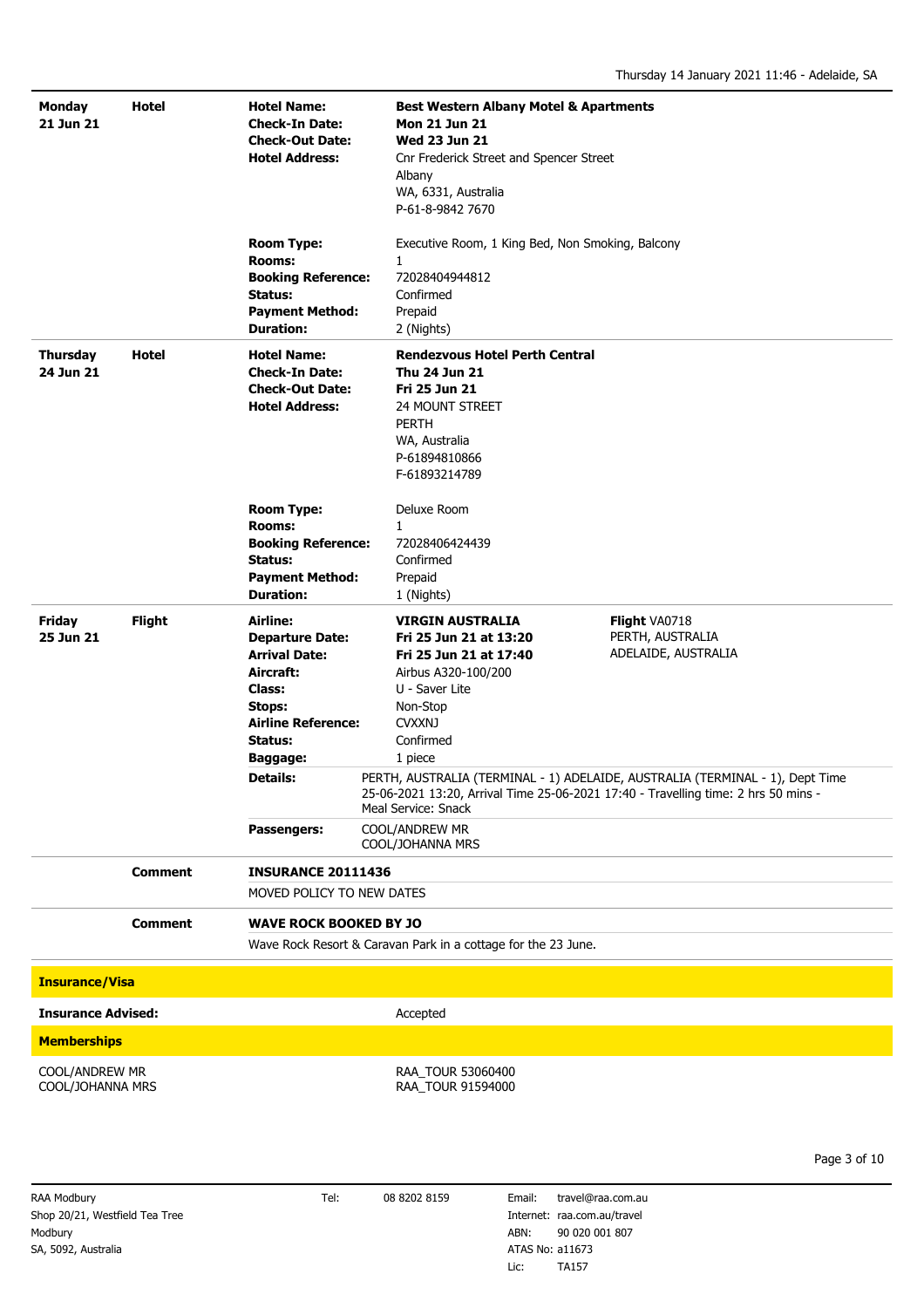| | | | | |
|---|---|---|---|---|
| **Monday 21 Jun 21** | **Hotel** | **Hotel Name:** | **Best Western Albany Motel & Apartments** | |
| | | **Check-In Date:** | **Mon 21 Jun 21** | |
| | | **Check-Out Date:** | **Wed 23 Jun 21** | |
| | | **Hotel Address:** | Cnr Frederick Street and Spencer Street<br>Albany<br>WA, 6331, Australia<br>P-61-8-9842 7670 | |
| | | **Room Type:** | Executive Room, 1 King Bed, Non Smoking, Balcony | |
| | | **Rooms:** | 1 | |
| | | **Booking Reference:** | 72028404944812 | |
| | | **Status:** | Confirmed | |
| | | **Payment Method:** | Prepaid | |
| | | **Duration:** | 2 (Nights) | |
| **Thursday 24 Jun 21** | **Hotel** | **Hotel Name:** | **Rendezvous Hotel Perth Central** | |
| | | **Check-In Date:** | **Thu 24 Jun 21** | |
| | | **Check-Out Date:** | **Fri 25 Jun 21** | |
| | | **Hotel Address:** | 24 MOUNT STREET<br>PERTH<br>WA, Australia<br>P-61894810866<br>F-61893214789 | |
| | | **Room Type:** | Deluxe Room | |
| | | **Rooms:** | 1 | |
| | | **Booking Reference:** | 72028406424439 | |
| | | **Status:** | Confirmed | |
| | | **Payment Method:** | Prepaid | |
| | | **Duration:** | 1 (Nights) | |
| **Friday 25 Jun 21** | **Flight** | **Airline:** | **VIRGIN AUSTRALIA** | **Flight** VA0718<br>PERTH, AUSTRALIA<br>ADELAIDE, AUSTRALIA |
| | | **Departure Date:** | **Fri 25 Jun 21 at 13:20** | |
| | | **Arrival Date:** | **Fri 25 Jun 21 at 17:40** | |
| | | **Aircraft:** | Airbus A320-100/200 | |
| | | **Class:** | U - Saver Lite | |
| | | **Stops:** | Non-Stop | |
| | | **Airline Reference:** | CVXXNJ | |
| | | **Status:** | Confirmed | |
| | | **Baggage:** | 1 piece | |
| | | **Details:** | PERTH, AUSTRALIA (TERMINAL - 1) ADELAIDE, AUSTRALIA (TERMINAL - 1), Dept Time 25-06-2021 13:20, Arrival Time 25-06-2021 17:40 - Travelling time: 2 hrs 50 mins - Meal Service: Snack | |
| | | **Passengers:** | COOL/ANDREW MR<br>COOL/JOHANNA MRS | |
| | **Comment** | **INSURANCE 20111436** | | |
| | | MOVED POLICY TO NEW DATES | | |
| | **Comment** | **WAVE ROCK BOOKED BY JO** | | |
| | | Wave Rock Resort & Caravan Park in a cottage for the 23 June. | | |

**Insurance/Visa**

| | |
|---|---|
| **Insurance Advised:** | Accepted |

**Memberships**

| | |
|---|---|
| COOL/ANDREW MR | RAA_TOUR 53060400 |
| COOL/JOHANNA MRS | RAA_TOUR 91594000 |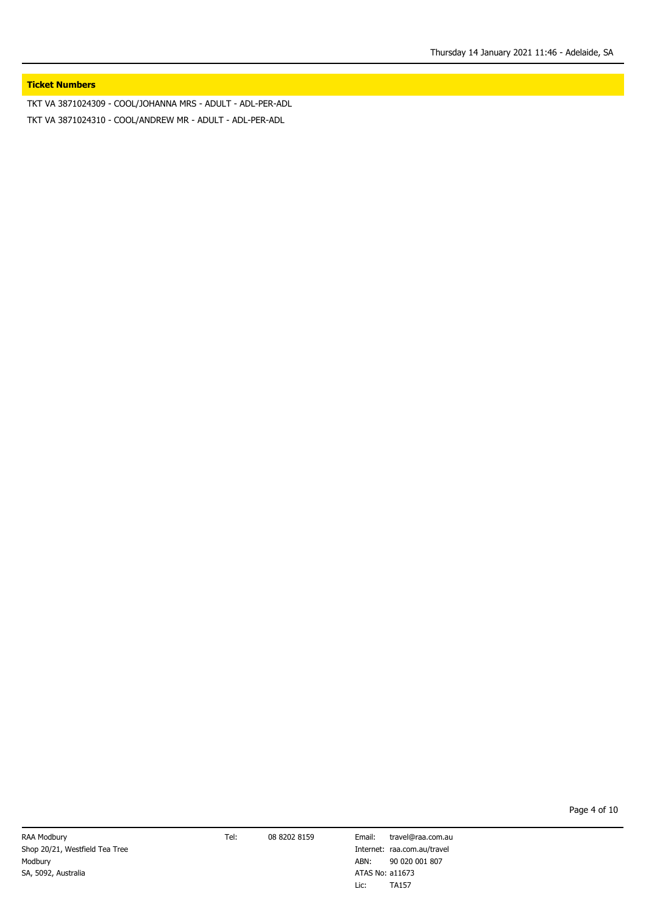## Ticket Numbers

TKT VA 3871024309 - COOL/JOHANNA MRS - ADULT - ADL-PER-ADL

TKT VA 3871024310 - COOL/ANDREW MR - ADULT - ADL-PER-ADL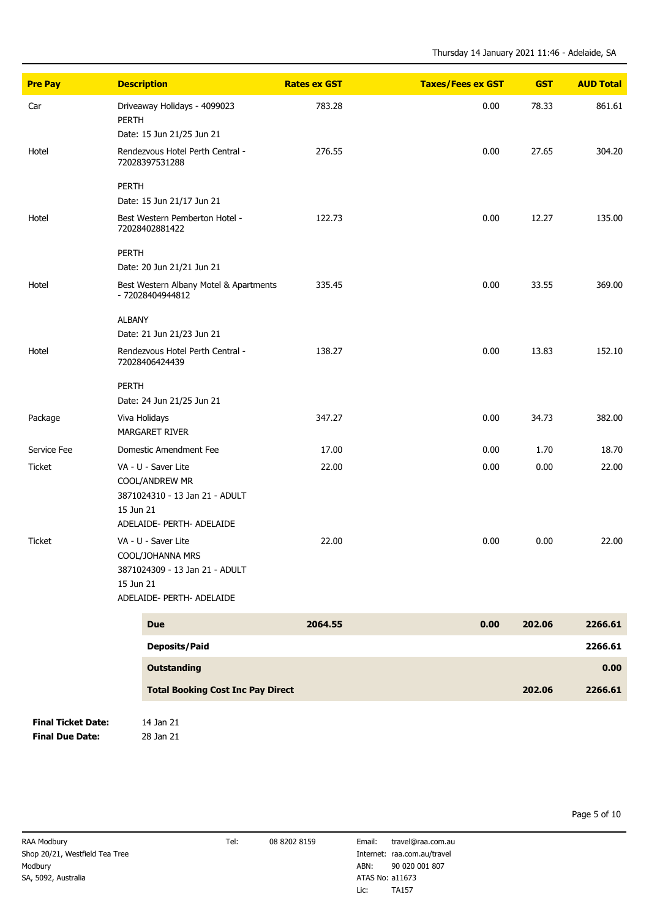Thursday 14 January 2021 11:46 - Adelaide, SA

| Pre Pay | Description | Rates ex GST | Taxes/Fees ex GST | GST | AUD Total |
|---|---|---|---|---|---|
| Car | Driveaway Holidays - 4099023<br>PERTH<br>Date: 15 Jun 21/25 Jun 21 | 783.28 | 0.00 | 78.33 | 861.61 |
| Hotel | Rendezvous Hotel Perth Central - 72028397531288<br><br>PERTH<br>Date: 15 Jun 21/17 Jun 21 | 276.55 | 0.00 | 27.65 | 304.20 |
| Hotel | Best Western Pemberton Hotel - 72028402881422<br><br>PERTH<br>Date: 20 Jun 21/21 Jun 21 | 122.73 | 0.00 | 12.27 | 135.00 |
| Hotel | Best Western Albany Motel & Apartments - 72028404944812<br><br>ALBANY<br>Date: 21 Jun 21/23 Jun 21 | 335.45 | 0.00 | 33.55 | 369.00 |
| Hotel | Rendezvous Hotel Perth Central - 72028406424439<br><br>PERTH<br>Date: 24 Jun 21/25 Jun 21 | 138.27 | 0.00 | 13.83 | 152.10 |
| Package | Viva Holidays<br>MARGARET RIVER | 347.27 | 0.00 | 34.73 | 382.00 |
| Service Fee | Domestic Amendment Fee | 17.00 | 0.00 | 1.70 | 18.70 |
| Ticket | VA - U - Saver Lite<br>COOL/ANDREW MR<br>3871024310 - 13 Jan 21 - ADULT<br>15 Jun 21<br>ADELAIDE- PERTH- ADELAIDE | 22.00 | 0.00 | 0.00 | 22.00 |
| Ticket | VA - U - Saver Lite<br>COOL/JOHANNA MRS<br>3871024309 - 13 Jan 21 - ADULT<br>15 Jun 21<br>ADELAIDE- PERTH- ADELAIDE | 22.00 | 0.00 | 0.00 | 22.00 |
| | **Due** | **2064.55** | **0.00** | **202.06** | **2266.61** |
| | **Deposits/Paid** | | | | **2266.61** |
| | **Outstanding** | | | | **0.00** |
| | **Total Booking Cost Inc Pay Direct** | | | **202.06** | **2266.61** |

**Final Ticket Date:** 14 Jan 21
**Final Due Date:** 28 Jan 21

RAA Modbury
Shop 20/21, Westfield Tea Tree
Modbury
SA, 5092, Australia

Tel: 08 8202 8159

Email: travel@raa.com.au
Internet: raa.com.au/travel
ABN: 90 020 001 807
ATAS No: a11673
Lic: TA157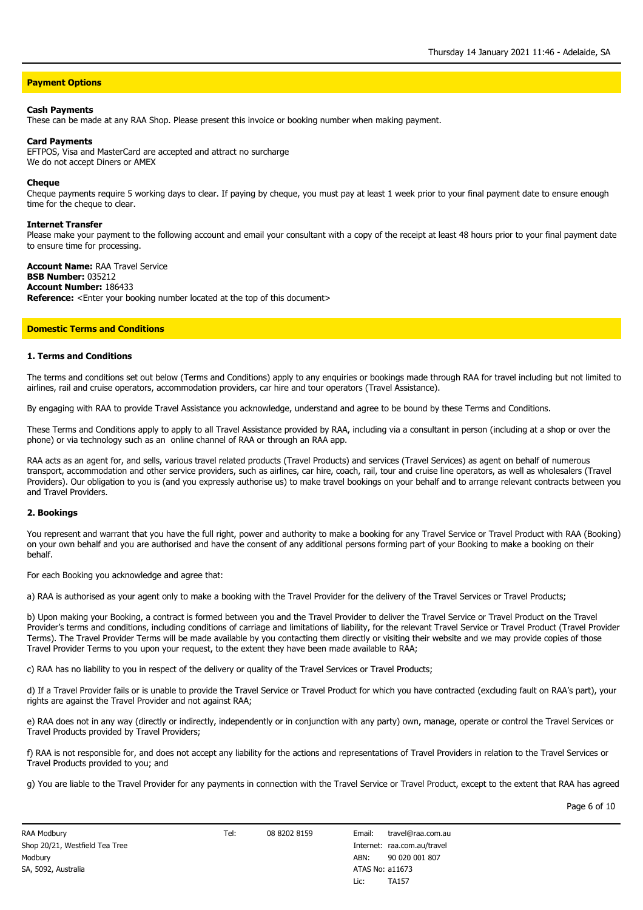## Payment Options

**Cash Payments**
These can be made at any RAA Shop. Please present this invoice or booking number when making payment.

**Card Payments**
EFTPOS, Visa and MasterCard are accepted and attract no surcharge
We do not accept Diners or AMEX

**Cheque**
Cheque payments require 5 working days to clear. If paying by cheque, you must pay at least 1 week prior to your final payment date to ensure enough time for the cheque to clear.

**Internet Transfer**
Please make your payment to the following account and email your consultant with a copy of the receipt at least 48 hours prior to your final payment date to ensure time for processing.

**Account Name:** RAA Travel Service
**BSB Number:** 035212
**Account Number:** 186433
**Reference:** <Enter your booking number located at the top of this document>

## Domestic Terms and Conditions

### 1. Terms and Conditions

The terms and conditions set out below (Terms and Conditions) apply to any enquiries or bookings made through RAA for travel including but not limited to airlines, rail and cruise operators, accommodation providers, car hire and tour operators (Travel Assistance).

By engaging with RAA to provide Travel Assistance you acknowledge, understand and agree to be bound by these Terms and Conditions.

These Terms and Conditions apply to apply to all Travel Assistance provided by RAA, including via a consultant in person (including at a shop or over the phone) or via technology such as an online channel of RAA or through an RAA app.

RAA acts as an agent for, and sells, various travel related products (Travel Products) and services (Travel Services) as agent on behalf of numerous transport, accommodation and other service providers, such as airlines, car hire, coach, rail, tour and cruise line operators, as well as wholesalers (Travel Providers). Our obligation to you is (and you expressly authorise us) to make travel bookings on your behalf and to arrange relevant contracts between you and Travel Providers.

### 2. Bookings

You represent and warrant that you have the full right, power and authority to make a booking for any Travel Service or Travel Product with RAA (Booking) on your own behalf and you are authorised and have the consent of any additional persons forming part of your Booking to make a booking on their behalf.

For each Booking you acknowledge and agree that:

a) RAA is authorised as your agent only to make a booking with the Travel Provider for the delivery of the Travel Services or Travel Products;

b) Upon making your Booking, a contract is formed between you and the Travel Provider to deliver the Travel Service or Travel Product on the Travel Provider's terms and conditions, including conditions of carriage and limitations of liability, for the relevant Travel Service or Travel Product (Travel Provider Terms). The Travel Provider Terms will be made available by you contacting them directly or visiting their website and we may provide copies of those Travel Provider Terms to you upon your request, to the extent they have been made available to RAA;

c) RAA has no liability to you in respect of the delivery or quality of the Travel Services or Travel Products;

d) If a Travel Provider fails or is unable to provide the Travel Service or Travel Product for which you have contracted (excluding fault on RAA's part), your rights are against the Travel Provider and not against RAA;

e) RAA does not in any way (directly or indirectly, independently or in conjunction with any party) own, manage, operate or control the Travel Services or Travel Products provided by Travel Providers;

f) RAA is not responsible for, and does not accept any liability for the actions and representations of Travel Providers in relation to the Travel Services or Travel Products provided to you; and

g) You are liable to the Travel Provider for any payments in connection with the Travel Service or Travel Product, except to the extent that RAA has agreed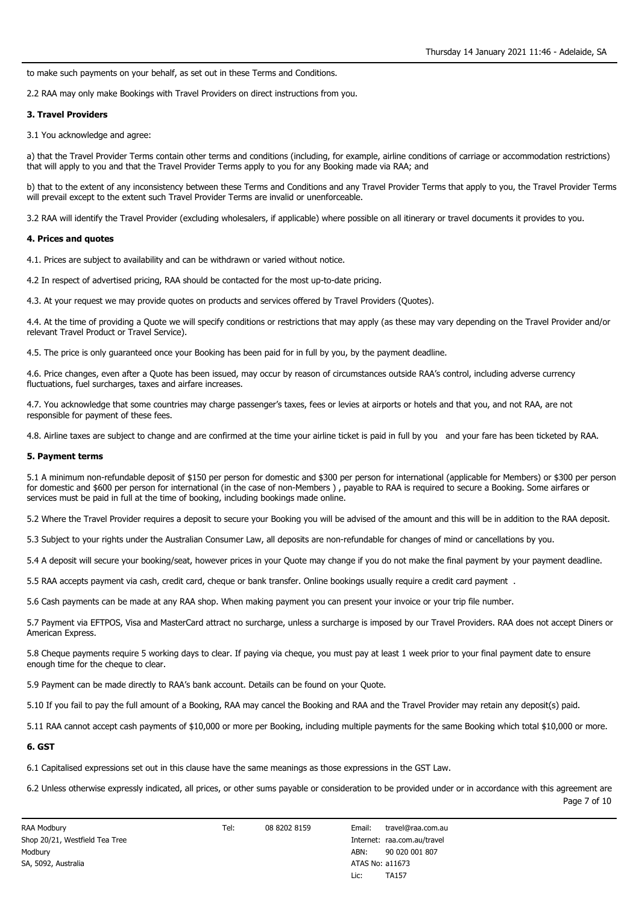to make such payments on your behalf, as set out in these Terms and Conditions.

2.2 RAA may only make Bookings with Travel Providers on direct instructions from you.

**3. Travel Providers**

3.1 You acknowledge and agree:

a) that the Travel Provider Terms contain other terms and conditions (including, for example, airline conditions of carriage or accommodation restrictions) that will apply to you and that the Travel Provider Terms apply to you for any Booking made via RAA; and

b) that to the extent of any inconsistency between these Terms and Conditions and any Travel Provider Terms that apply to you, the Travel Provider Terms will prevail except to the extent such Travel Provider Terms are invalid or unenforceable.

3.2 RAA will identify the Travel Provider (excluding wholesalers, if applicable) where possible on all itinerary or travel documents it provides to you.

**4. Prices and quotes**

4.1. Prices are subject to availability and can be withdrawn or varied without notice.

4.2 In respect of advertised pricing, RAA should be contacted for the most up-to-date pricing.

4.3. At your request we may provide quotes on products and services offered by Travel Providers (Quotes).

4.4. At the time of providing a Quote we will specify conditions or restrictions that may apply (as these may vary depending on the Travel Provider and/or relevant Travel Product or Travel Service).

4.5. The price is only guaranteed once your Booking has been paid for in full by you, by the payment deadline.

4.6. Price changes, even after a Quote has been issued, may occur by reason of circumstances outside RAA's control, including adverse currency fluctuations, fuel surcharges, taxes and airfare increases.

4.7. You acknowledge that some countries may charge passenger's taxes, fees or levies at airports or hotels and that you, and not RAA, are not responsible for payment of these fees.

4.8. Airline taxes are subject to change and are confirmed at the time your airline ticket is paid in full by you and your fare has been ticketed by RAA.

**5. Payment terms**

5.1 A minimum non-refundable deposit of $150 per person for domestic and $300 per person for international (applicable for Members) or $300 per person for domestic and $600 per person for international (in the case of non-Members ) , payable to RAA is required to secure a Booking. Some airfares or services must be paid in full at the time of booking, including bookings made online.

5.2 Where the Travel Provider requires a deposit to secure your Booking you will be advised of the amount and this will be in addition to the RAA deposit.

5.3 Subject to your rights under the Australian Consumer Law, all deposits are non-refundable for changes of mind or cancellations by you.

5.4 A deposit will secure your booking/seat, however prices in your Quote may change if you do not make the final payment by your payment deadline.

5.5 RAA accepts payment via cash, credit card, cheque or bank transfer. Online bookings usually require a credit card payment .

5.6 Cash payments can be made at any RAA shop. When making payment you can present your invoice or your trip file number.

5.7 Payment via EFTPOS, Visa and MasterCard attract no surcharge, unless a surcharge is imposed by our Travel Providers. RAA does not accept Diners or American Express.

5.8 Cheque payments require 5 working days to clear. If paying via cheque, you must pay at least 1 week prior to your final payment date to ensure enough time for the cheque to clear.

5.9 Payment can be made directly to RAA's bank account. Details can be found on your Quote.

5.10 If you fail to pay the full amount of a Booking, RAA may cancel the Booking and RAA and the Travel Provider may retain any deposit(s) paid.

5.11 RAA cannot accept cash payments of $10,000 or more per Booking, including multiple payments for the same Booking which total $10,000 or more.

**6. GST**

6.1 Capitalised expressions set out in this clause have the same meanings as those expressions in the GST Law.

6.2 Unless otherwise expressly indicated, all prices, or other sums payable or consideration to be provided under or in accordance with this agreement are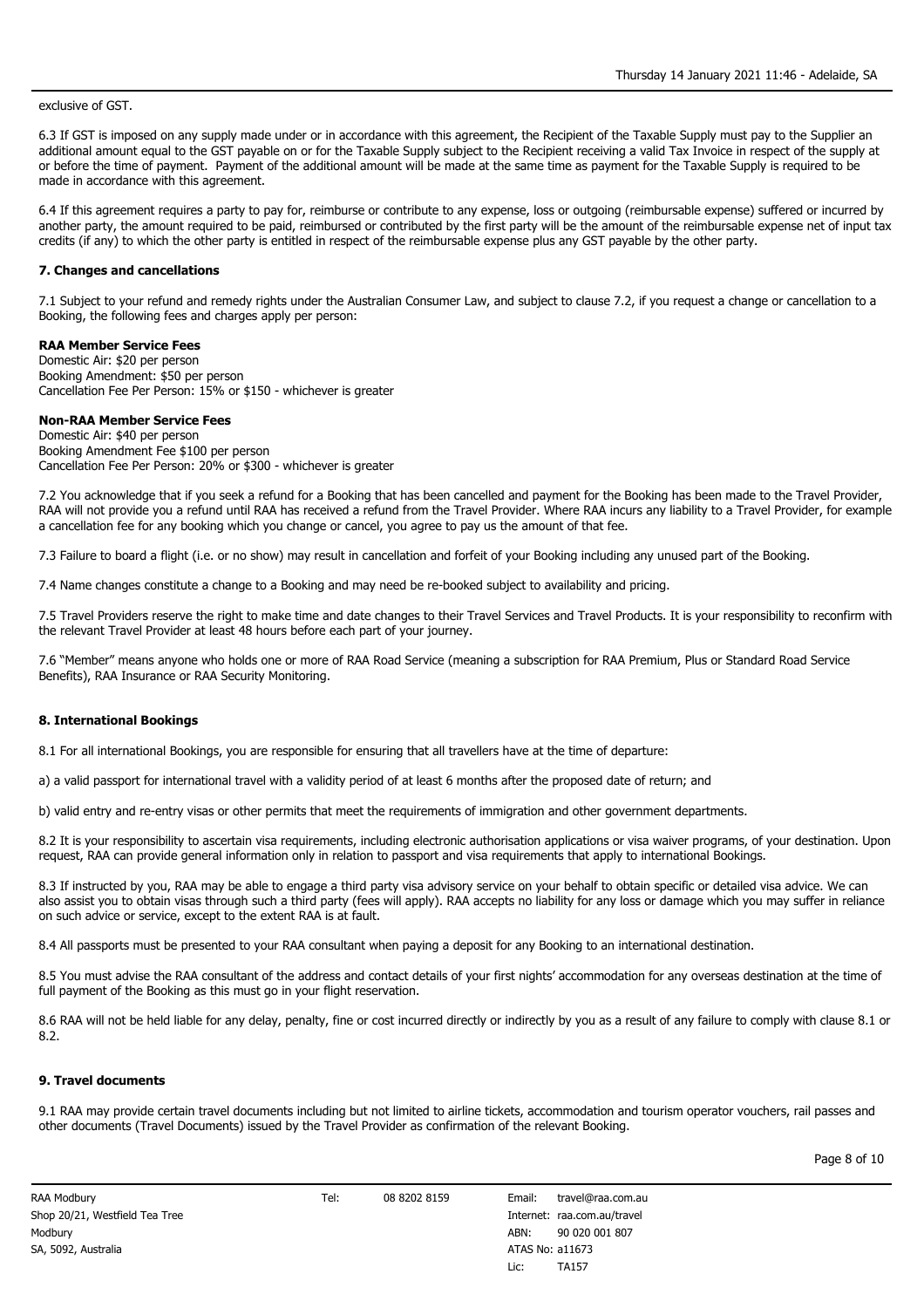exclusive of GST.

6.3 If GST is imposed on any supply made under or in accordance with this agreement, the Recipient of the Taxable Supply must pay to the Supplier an additional amount equal to the GST payable on or for the Taxable Supply subject to the Recipient receiving a valid Tax Invoice in respect of the supply at or before the time of payment. Payment of the additional amount will be made at the same time as payment for the Taxable Supply is required to be made in accordance with this agreement.

6.4 If this agreement requires a party to pay for, reimburse or contribute to any expense, loss or outgoing (reimbursable expense) suffered or incurred by another party, the amount required to be paid, reimbursed or contributed by the first party will be the amount of the reimbursable expense net of input tax credits (if any) to which the other party is entitled in respect of the reimbursable expense plus any GST payable by the other party.

**7. Changes and cancellations**

7.1 Subject to your refund and remedy rights under the Australian Consumer Law, and subject to clause 7.2, if you request a change or cancellation to a Booking, the following fees and charges apply per person:

**RAA Member Service Fees**
Domestic Air: $20 per person
Booking Amendment: $50 per person
Cancellation Fee Per Person: 15% or $150 - whichever is greater

**Non-RAA Member Service Fees**
Domestic Air: $40 per person
Booking Amendment Fee $100 per person
Cancellation Fee Per Person: 20% or $300 - whichever is greater

7.2 You acknowledge that if you seek a refund for a Booking that has been cancelled and payment for the Booking has been made to the Travel Provider, RAA will not provide you a refund until RAA has received a refund from the Travel Provider. Where RAA incurs any liability to a Travel Provider, for example a cancellation fee for any booking which you change or cancel, you agree to pay us the amount of that fee.

7.3 Failure to board a flight (i.e. or no show) may result in cancellation and forfeit of your Booking including any unused part of the Booking.

7.4 Name changes constitute a change to a Booking and may need be re-booked subject to availability and pricing.

7.5 Travel Providers reserve the right to make time and date changes to their Travel Services and Travel Products. It is your responsibility to reconfirm with the relevant Travel Provider at least 48 hours before each part of your journey.

7.6 "Member" means anyone who holds one or more of RAA Road Service (meaning a subscription for RAA Premium, Plus or Standard Road Service Benefits), RAA Insurance or RAA Security Monitoring.

**8. International Bookings**

8.1 For all international Bookings, you are responsible for ensuring that all travellers have at the time of departure:

a) a valid passport for international travel with a validity period of at least 6 months after the proposed date of return; and

b) valid entry and re-entry visas or other permits that meet the requirements of immigration and other government departments.

8.2 It is your responsibility to ascertain visa requirements, including electronic authorisation applications or visa waiver programs, of your destination. Upon request, RAA can provide general information only in relation to passport and visa requirements that apply to international Bookings.

8.3 If instructed by you, RAA may be able to engage a third party visa advisory service on your behalf to obtain specific or detailed visa advice. We can also assist you to obtain visas through such a third party (fees will apply). RAA accepts no liability for any loss or damage which you may suffer in reliance on such advice or service, except to the extent RAA is at fault.

8.4 All passports must be presented to your RAA consultant when paying a deposit for any Booking to an international destination.

8.5 You must advise the RAA consultant of the address and contact details of your first nights' accommodation for any overseas destination at the time of full payment of the Booking as this must go in your flight reservation.

8.6 RAA will not be held liable for any delay, penalty, fine or cost incurred directly or indirectly by you as a result of any failure to comply with clause 8.1 or 8.2.

**9. Travel documents**

9.1 RAA may provide certain travel documents including but not limited to airline tickets, accommodation and tourism operator vouchers, rail passes and other documents (Travel Documents) issued by the Travel Provider as confirmation of the relevant Booking.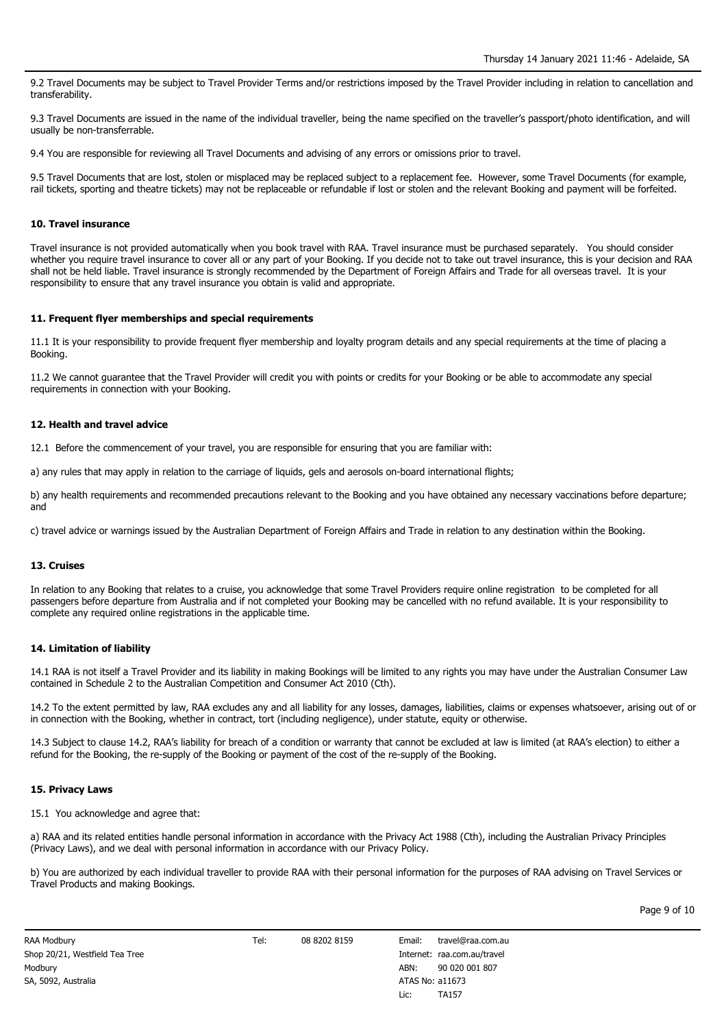9.2 Travel Documents may be subject to Travel Provider Terms and/or restrictions imposed by the Travel Provider including in relation to cancellation and transferability.

9.3 Travel Documents are issued in the name of the individual traveller, being the name specified on the traveller's passport/photo identification, and will usually be non-transferrable.

9.4 You are responsible for reviewing all Travel Documents and advising of any errors or omissions prior to travel.

9.5 Travel Documents that are lost, stolen or misplaced may be replaced subject to a replacement fee. However, some Travel Documents (for example, rail tickets, sporting and theatre tickets) may not be replaceable or refundable if lost or stolen and the relevant Booking and payment will be forfeited.

### 10. Travel insurance

Travel insurance is not provided automatically when you book travel with RAA. Travel insurance must be purchased separately. You should consider whether you require travel insurance to cover all or any part of your Booking. If you decide not to take out travel insurance, this is your decision and RAA shall not be held liable. Travel insurance is strongly recommended by the Department of Foreign Affairs and Trade for all overseas travel. It is your responsibility to ensure that any travel insurance you obtain is valid and appropriate.

### 11. Frequent flyer memberships and special requirements

11.1 It is your responsibility to provide frequent flyer membership and loyalty program details and any special requirements at the time of placing a Booking.

11.2 We cannot guarantee that the Travel Provider will credit you with points or credits for your Booking or be able to accommodate any special requirements in connection with your Booking.

### 12. Health and travel advice

12.1 Before the commencement of your travel, you are responsible for ensuring that you are familiar with:

a) any rules that may apply in relation to the carriage of liquids, gels and aerosols on-board international flights;

b) any health requirements and recommended precautions relevant to the Booking and you have obtained any necessary vaccinations before departure; and

c) travel advice or warnings issued by the Australian Department of Foreign Affairs and Trade in relation to any destination within the Booking.

### 13. Cruises

In relation to any Booking that relates to a cruise, you acknowledge that some Travel Providers require online registration to be completed for all passengers before departure from Australia and if not completed your Booking may be cancelled with no refund available. It is your responsibility to complete any required online registrations in the applicable time.

### 14. Limitation of liability

14.1 RAA is not itself a Travel Provider and its liability in making Bookings will be limited to any rights you may have under the Australian Consumer Law contained in Schedule 2 to the Australian Competition and Consumer Act 2010 (Cth).

14.2 To the extent permitted by law, RAA excludes any and all liability for any losses, damages, liabilities, claims or expenses whatsoever, arising out of or in connection with the Booking, whether in contract, tort (including negligence), under statute, equity or otherwise.

14.3 Subject to clause 14.2, RAA's liability for breach of a condition or warranty that cannot be excluded at law is limited (at RAA's election) to either a refund for the Booking, the re-supply of the Booking or payment of the cost of the re-supply of the Booking.

### 15. Privacy Laws

15.1 You acknowledge and agree that:

a) RAA and its related entities handle personal information in accordance with the Privacy Act 1988 (Cth), including the Australian Privacy Principles (Privacy Laws), and we deal with personal information in accordance with our Privacy Policy.

b) You are authorized by each individual traveller to provide RAA with their personal information for the purposes of RAA advising on Travel Services or Travel Products and making Bookings.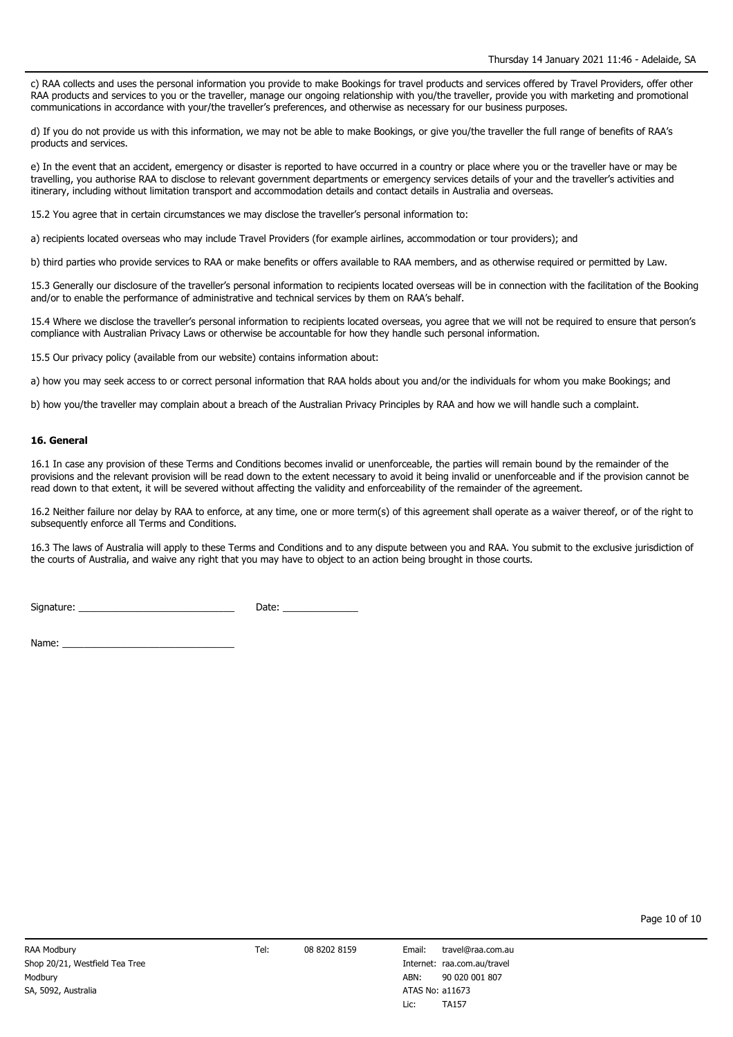c) RAA collects and uses the personal information you provide to make Bookings for travel products and services offered by Travel Providers, offer other RAA products and services to you or the traveller, manage our ongoing relationship with you/the traveller, provide you with marketing and promotional communications in accordance with your/the traveller's preferences, and otherwise as necessary for our business purposes.

d) If you do not provide us with this information, we may not be able to make Bookings, or give you/the traveller the full range of benefits of RAA's products and services.

e) In the event that an accident, emergency or disaster is reported to have occurred in a country or place where you or the traveller have or may be travelling, you authorise RAA to disclose to relevant government departments or emergency services details of your and the traveller's activities and itinerary, including without limitation transport and accommodation details and contact details in Australia and overseas.

15.2 You agree that in certain circumstances we may disclose the traveller's personal information to:

a) recipients located overseas who may include Travel Providers (for example airlines, accommodation or tour providers); and

b) third parties who provide services to RAA or make benefits or offers available to RAA members, and as otherwise required or permitted by Law.

15.3 Generally our disclosure of the traveller's personal information to recipients located overseas will be in connection with the facilitation of the Booking and/or to enable the performance of administrative and technical services by them on RAA's behalf.

15.4 Where we disclose the traveller's personal information to recipients located overseas, you agree that we will not be required to ensure that person's compliance with Australian Privacy Laws or otherwise be accountable for how they handle such personal information.

15.5 Our privacy policy (available from our website) contains information about:

a) how you may seek access to or correct personal information that RAA holds about you and/or the individuals for whom you make Bookings; and

b) how you/the traveller may complain about a breach of the Australian Privacy Principles by RAA and how we will handle such a complaint.

**16. General**

16.1 In case any provision of these Terms and Conditions becomes invalid or unenforceable, the parties will remain bound by the remainder of the provisions and the relevant provision will be read down to the extent necessary to avoid it being invalid or unenforceable and if the provision cannot be read down to that extent, it will be severed without affecting the validity and enforceability of the remainder of the agreement.

16.2 Neither failure nor delay by RAA to enforce, at any time, one or more term(s) of this agreement shall operate as a waiver thereof, or of the right to subsequently enforce all Terms and Conditions.

16.3 The laws of Australia will apply to these Terms and Conditions and to any dispute between you and RAA. You submit to the exclusive jurisdiction of the courts of Australia, and waive any right that you may have to object to an action being brought in those courts.

Signature: ____________________________ Date: _____________

Name: ______________________________